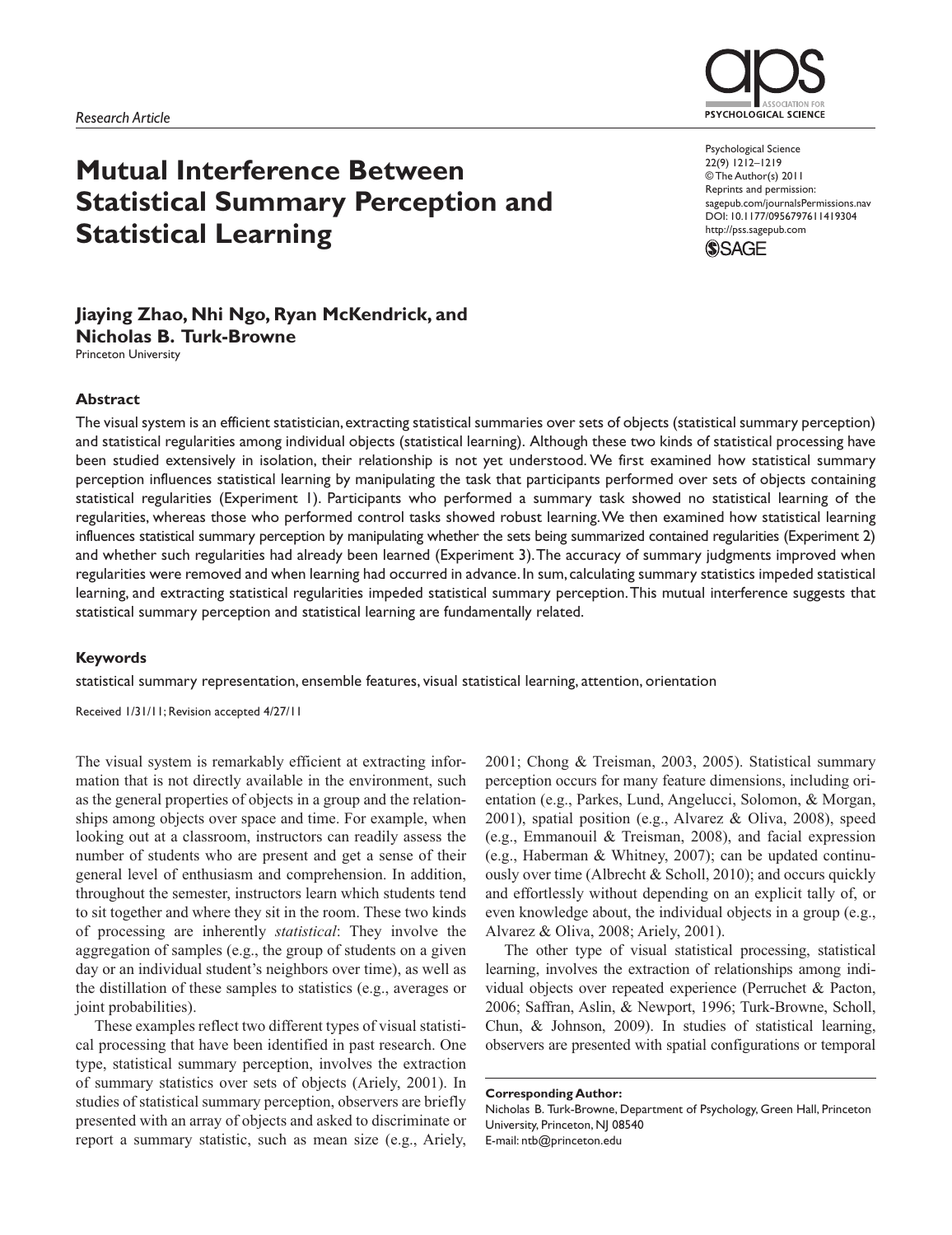*Research Article*

# Mutual Interference Between Statistical Summary Perception and Statistical Learning

Psychological Science
22(9) 1212–1219
© The Author(s) 2011
Reprints and permission:
sagepub.com/journalsPermissions.nav
DOI: 10.1177/0956797611419304
http://pss.sagepub.com

**Jiaying Zhao, Nhi Ngo, Ryan McKendrick, and Nicholas B. Turk-Browne**
Princeton University

### Abstract

The visual system is an efficient statistician, extracting statistical summaries over sets of objects (statistical summary perception) and statistical regularities among individual objects (statistical learning). Although these two kinds of statistical processing have been studied extensively in isolation, their relationship is not yet understood. We first examined how statistical summary perception influences statistical learning by manipulating the task that participants performed over sets of objects containing statistical regularities (Experiment 1). Participants who performed a summary task showed no statistical learning of the regularities, whereas those who performed control tasks showed robust learning. We then examined how statistical learning influences statistical summary perception by manipulating whether the sets being summarized contained regularities (Experiment 2) and whether such regularities had already been learned (Experiment 3). The accuracy of summary judgments improved when regularities were removed and when learning had occurred in advance. In sum, calculating summary statistics impeded statistical learning, and extracting statistical regularities impeded statistical summary perception. This mutual interference suggests that statistical summary perception and statistical learning are fundamentally related.

### Keywords

statistical summary representation, ensemble features, visual statistical learning, attention, orientation

Received 1/31/11; Revision accepted 4/27/11

The visual system is remarkably efficient at extracting information that is not directly available in the environment, such as the general properties of objects in a group and the relationships among objects over space and time. For example, when looking out at a classroom, instructors can readily assess the number of students who are present and get a sense of their general level of enthusiasm and comprehension. In addition, throughout the semester, instructors learn which students tend to sit together and where they sit in the room. These two kinds of processing are inherently *statistical*: They involve the aggregation of samples (e.g., the group of students on a given day or an individual student's neighbors over time), as well as the distillation of these samples to statistics (e.g., averages or joint probabilities).

These examples reflect two different types of visual statistical processing that have been identified in past research. One type, statistical summary perception, involves the extraction of summary statistics over sets of objects (Ariely, 2001). In studies of statistical summary perception, observers are briefly presented with an array of objects and asked to discriminate or report a summary statistic, such as mean size (e.g., Ariely, 2001; Chong & Treisman, 2003, 2005). Statistical summary perception occurs for many feature dimensions, including orientation (e.g., Parkes, Lund, Angelucci, Solomon, & Morgan, 2001), spatial position (e.g., Alvarez & Oliva, 2008), speed (e.g., Emmanouil & Treisman, 2008), and facial expression (e.g., Haberman & Whitney, 2007); can be updated continuously over time (Albrecht & Scholl, 2010); and occurs quickly and effortlessly without depending on an explicit tally of, or even knowledge about, the individual objects in a group (e.g., Alvarez & Oliva, 2008; Ariely, 2001).

The other type of visual statistical processing, statistical learning, involves the extraction of relationships among individual objects over repeated experience (Perruchet & Pacton, 2006; Saffran, Aslin, & Newport, 1996; Turk-Browne, Scholl, Chun, & Johnson, 2009). In studies of statistical learning, observers are presented with spatial configurations or temporal

**Corresponding Author:**
Nicholas B. Turk-Browne, Department of Psychology, Green Hall, Princeton University, Princeton, NJ 08540
E-mail: ntb@princeton.edu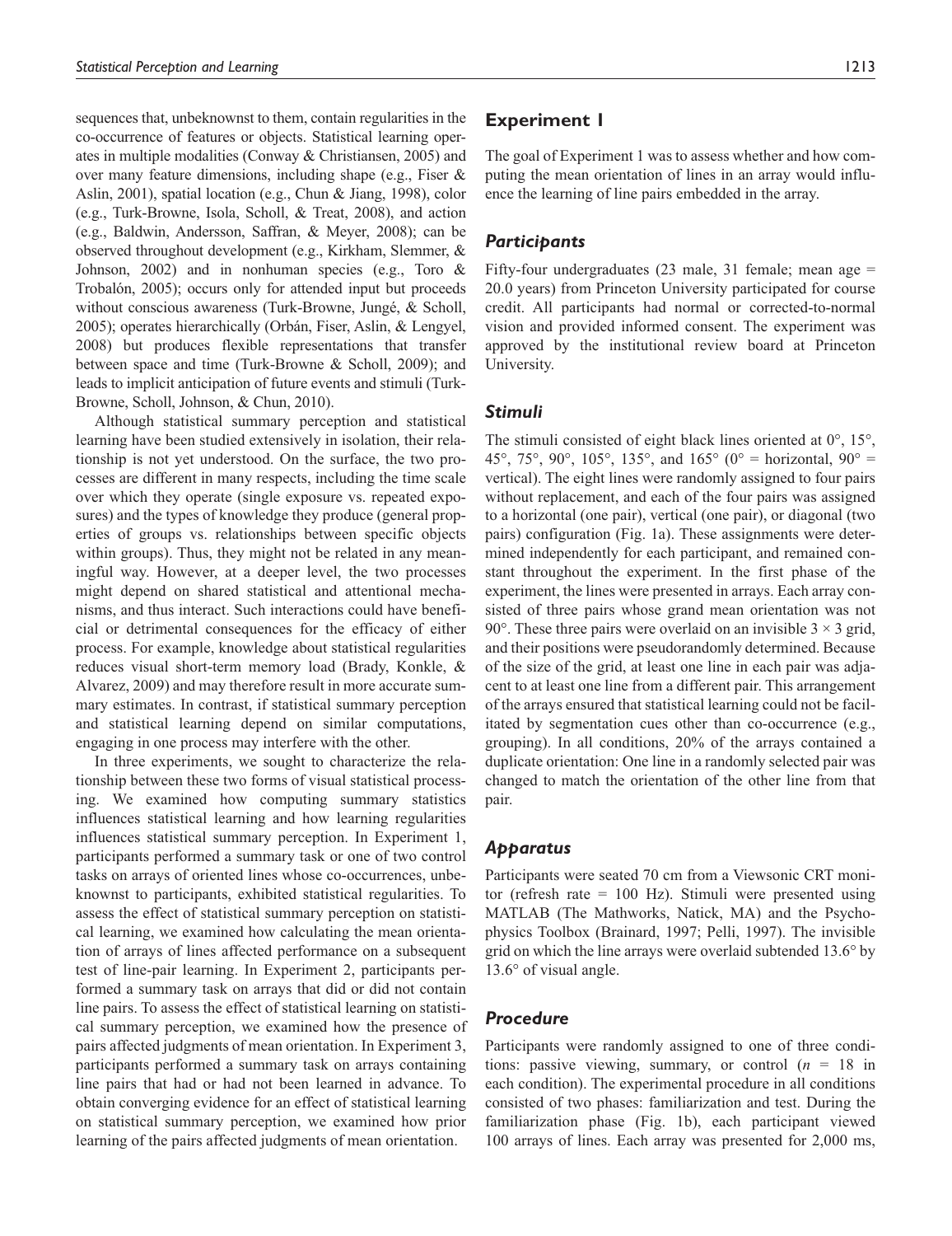sequences that, unbeknownst to them, contain regularities in the co-occurrence of features or objects. Statistical learning operates in multiple modalities (Conway & Christiansen, 2005) and over many feature dimensions, including shape (e.g., Fiser & Aslin, 2001), spatial location (e.g., Chun & Jiang, 1998), color (e.g., Turk-Browne, Isola, Scholl, & Treat, 2008), and action (e.g., Baldwin, Andersson, Saffran, & Meyer, 2008); can be observed throughout development (e.g., Kirkham, Slemmer, & Johnson, 2002) and in nonhuman species (e.g., Toro & Trobalón, 2005); occurs only for attended input but proceeds without conscious awareness (Turk-Browne, Jungé, & Scholl, 2005); operates hierarchically (Orbán, Fiser, Aslin, & Lengyel, 2008) but produces flexible representations that transfer between space and time (Turk-Browne & Scholl, 2009); and leads to implicit anticipation of future events and stimuli (Turk-Browne, Scholl, Johnson, & Chun, 2010).

Although statistical summary perception and statistical learning have been studied extensively in isolation, their relationship is not yet understood. On the surface, the two processes are different in many respects, including the time scale over which they operate (single exposure vs. repeated exposures) and the types of knowledge they produce (general properties of groups vs. relationships between specific objects within groups). Thus, they might not be related in any meaningful way. However, at a deeper level, the two processes might depend on shared statistical and attentional mechanisms, and thus interact. Such interactions could have beneficial or detrimental consequences for the efficacy of either process. For example, knowledge about statistical regularities reduces visual short-term memory load (Brady, Konkle, & Alvarez, 2009) and may therefore result in more accurate summary estimates. In contrast, if statistical summary perception and statistical learning depend on similar computations, engaging in one process may interfere with the other.

In three experiments, we sought to characterize the relationship between these two forms of visual statistical processing. We examined how computing summary statistics influences statistical learning and how learning regularities influences statistical summary perception. In Experiment 1, participants performed a summary task or one of two control tasks on arrays of oriented lines whose co-occurrences, unbeknownst to participants, exhibited statistical regularities. To assess the effect of statistical summary perception on statistical learning, we examined how calculating the mean orientation of arrays of lines affected performance on a subsequent test of line-pair learning. In Experiment 2, participants performed a summary task on arrays that did or did not contain line pairs. To assess the effect of statistical learning on statistical summary perception, we examined how the presence of pairs affected judgments of mean orientation. In Experiment 3, participants performed a summary task on arrays containing line pairs that had or had not been learned in advance. To obtain converging evidence for an effect of statistical learning on statistical summary perception, we examined how prior learning of the pairs affected judgments of mean orientation.

## Experiment 1

The goal of Experiment 1 was to assess whether and how computing the mean orientation of lines in an array would influence the learning of line pairs embedded in the array.

### *Participants*

Fifty-four undergraduates (23 male, 31 female; mean age = 20.0 years) from Princeton University participated for course credit. All participants had normal or corrected-to-normal vision and provided informed consent. The experiment was approved by the institutional review board at Princeton University.

### *Stimuli*

The stimuli consisted of eight black lines oriented at 0°, 15°, 45°, 75°, 90°, 105°, 135°, and 165° (0° = horizontal, 90° = vertical). The eight lines were randomly assigned to four pairs without replacement, and each of the four pairs was assigned to a horizontal (one pair), vertical (one pair), or diagonal (two pairs) configuration (Fig. 1a). These assignments were determined independently for each participant, and remained constant throughout the experiment. In the first phase of the experiment, the lines were presented in arrays. Each array consisted of three pairs whose grand mean orientation was not 90°. These three pairs were overlaid on an invisible $3 \times 3$ grid, and their positions were pseudorandomly determined. Because of the size of the grid, at least one line in each pair was adjacent to at least one line from a different pair. This arrangement of the arrays ensured that statistical learning could not be facilitated by segmentation cues other than co-occurrence (e.g., grouping). In all conditions, 20% of the arrays contained a duplicate orientation: One line in a randomly selected pair was changed to match the orientation of the other line from that pair.

### *Apparatus*

Participants were seated 70 cm from a Viewsonic CRT monitor (refresh rate = 100 Hz). Stimuli were presented using MATLAB (The Mathworks, Natick, MA) and the Psychophysics Toolbox (Brainard, 1997; Pelli, 1997). The invisible grid on which the line arrays were overlaid subtended 13.6° by 13.6° of visual angle.

### *Procedure*

Participants were randomly assigned to one of three conditions: passive viewing, summary, or control ($n$ = 18 in each condition). The experimental procedure in all conditions consisted of two phases: familiarization and test. During the familiarization phase (Fig. 1b), each participant viewed 100 arrays of lines. Each array was presented for 2,000 ms,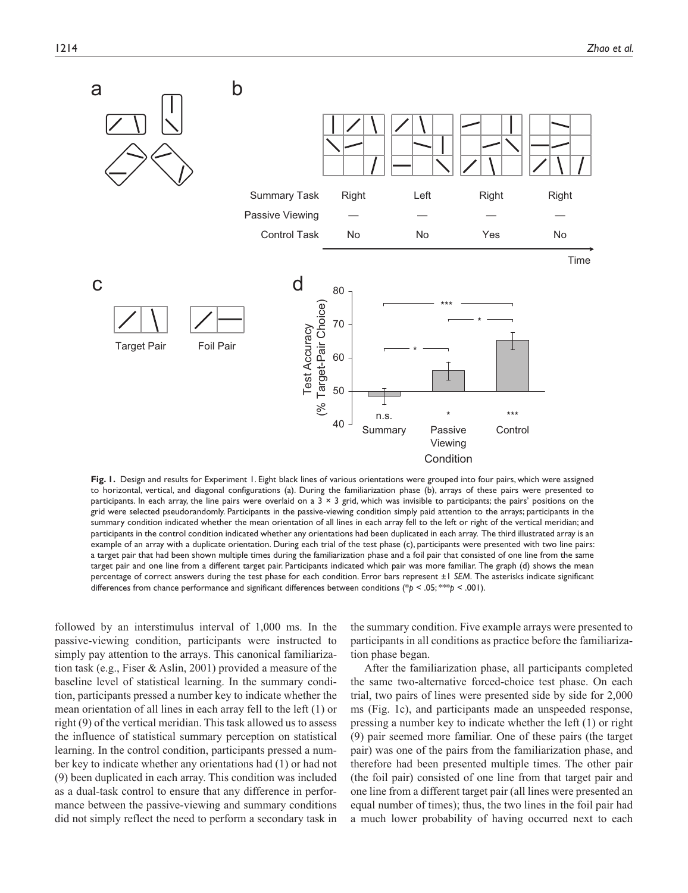**Fig. 1.** Design and results for Experiment 1. Eight black lines of various orientations were grouped into four pairs, which were assigned to horizontal, vertical, and diagonal configurations (a). During the familiarization phase (b), arrays of these pairs were presented to participants. In each array, the line pairs were overlaid on a 3 × 3 grid, which was invisible to participants; the pairs' positions on the grid were selected pseudorandomly. Participants in the passive-viewing condition simply paid attention to the arrays; participants in the summary condition indicated whether the mean orientation of all lines in each array fell to the left or right of the vertical meridian; and participants in the control condition indicated whether any orientations had been duplicated in each array. The third illustrated array is an example of an array with a duplicate orientation. During each trial of the test phase (c), participants were presented with two line pairs: a target pair that had been shown multiple times during the familiarization phase and a foil pair that consisted of one line from the same target pair and one line from a different target pair. Participants indicated which pair was more familiar. The graph (d) shows the mean percentage of correct answers during the test phase for each condition. Error bars represent ±1 *SEM*. The asterisks indicate significant differences from chance performance and significant differences between conditions (*$p < .05$; ***$p < .001$).

followed by an interstimulus interval of 1,000 ms. In the passive-viewing condition, participants were instructed to simply pay attention to the arrays. This canonical familiarization task (e.g., Fiser & Aslin, 2001) provided a measure of the baseline level of statistical learning. In the summary condition, participants pressed a number key to indicate whether the mean orientation of all lines in each array fell to the left (1) or right (9) of the vertical meridian. This task allowed us to assess the influence of statistical summary perception on statistical learning. In the control condition, participants pressed a number key to indicate whether any orientations had (1) or had not (9) been duplicated in each array. This condition was included as a dual-task control to ensure that any difference in performance between the passive-viewing and summary conditions did not simply reflect the need to perform a secondary task in the summary condition. Five example arrays were presented to participants in all conditions as practice before the familiarization phase began.

After the familiarization phase, all participants completed the same two-alternative forced-choice test phase. On each trial, two pairs of lines were presented side by side for 2,000 ms (Fig. 1c), and participants made an unspeeded response, pressing a number key to indicate whether the left (1) or right (9) pair seemed more familiar. One of these pairs (the target pair) was one of the pairs from the familiarization phase, and therefore had been presented multiple times. The other pair (the foil pair) consisted of one line from that target pair and one line from a different target pair (all lines were presented an equal number of times); thus, the two lines in the foil pair had a much lower probability of having occurred next to each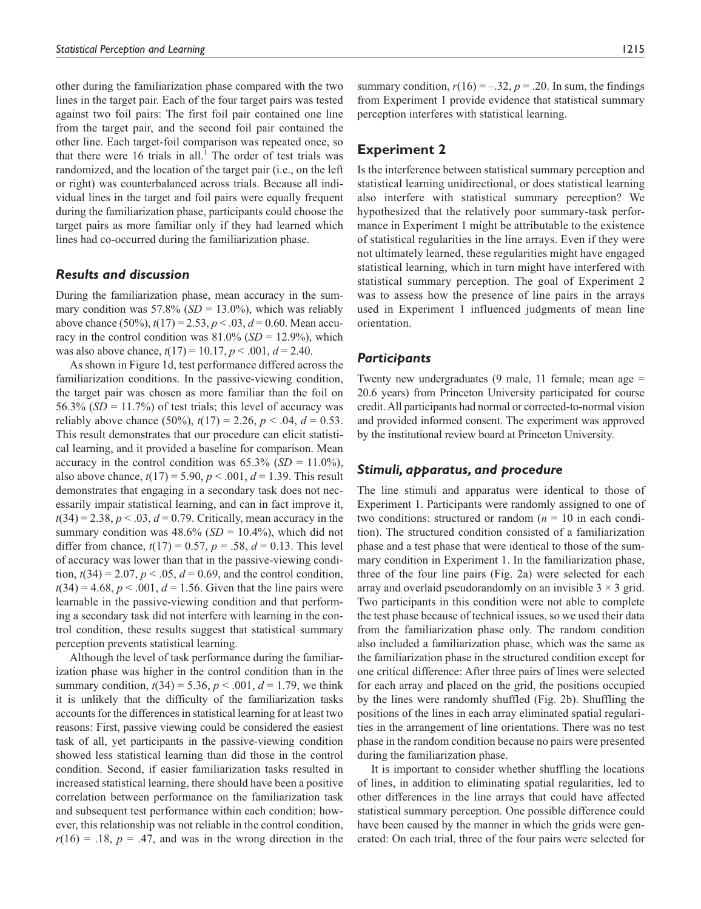other during the familiarization phase compared with the two lines in the target pair. Each of the four target pairs was tested against two foil pairs: The first foil pair contained one line from the target pair, and the second foil pair contained the other line. Each target-foil comparison was repeated once, so that there were 16 trials in all.[1] The order of test trials was randomized, and the location of the target pair (i.e., on the left or right) was counterbalanced across trials. Because all individual lines in the target and foil pairs were equally frequent during the familiarization phase, participants could choose the target pairs as more familiar only if they had learned which lines had co-occurred during the familiarization phase.

### Results and discussion

During the familiarization phase, mean accuracy in the summary condition was 57.8% ($SD$ = 13.0%), which was reliably above chance (50%), $t(17) = 2.53$, $p < .03$, $d = 0.60$. Mean accuracy in the control condition was 81.0% ($SD$ = 12.9%), which was also above chance, $t(17) = 10.17$, $p < .001$, $d = 2.40$.

As shown in Figure 1d, test performance differed across the familiarization conditions. In the passive-viewing condition, the target pair was chosen as more familiar than the foil on 56.3% ($SD$ = 11.7%) of test trials; this level of accuracy was reliably above chance (50%), $t(17) = 2.26$, $p < .04$, $d = 0.53$. This result demonstrates that our procedure can elicit statistical learning, and it provided a baseline for comparison. Mean accuracy in the control condition was 65.3% ($SD$ = 11.0%), also above chance, $t(17) = 5.90$, $p < .001$, $d = 1.39$. This result demonstrates that engaging in a secondary task does not necessarily impair statistical learning, and can in fact improve it, $t(34) = 2.38$, $p < .03$, $d = 0.79$. Critically, mean accuracy in the summary condition was 48.6% ($SD$ = 10.4%), which did not differ from chance, $t(17) = 0.57$, $p = .58$, $d = 0.13$. This level of accuracy was lower than that in the passive-viewing condition, $t(34) = 2.07$, $p < .05$, $d = 0.69$, and the control condition, $t(34) = 4.68$, $p < .001$, $d = 1.56$. Given that the line pairs were learnable in the passive-viewing condition and that performing a secondary task did not interfere with learning in the control condition, these results suggest that statistical summary perception prevents statistical learning.

Although the level of task performance during the familiarization phase was higher in the control condition than in the summary condition, $t(34) = 5.36$, $p < .001$, $d = 1.79$, we think it is unlikely that the difficulty of the familiarization tasks accounts for the differences in statistical learning for at least two reasons: First, passive viewing could be considered the easiest task of all, yet participants in the passive-viewing condition showed less statistical learning than did those in the control condition. Second, if easier familiarization tasks resulted in increased statistical learning, there should have been a positive correlation between performance on the familiarization task and subsequent test performance within each condition; however, this relationship was not reliable in the control condition, $r(16) = .18$, $p = .47$, and was in the wrong direction in the summary condition, $r(16) = -.32$, $p = .20$. In sum, the findings from Experiment 1 provide evidence that statistical summary perception interferes with statistical learning.

## Experiment 2

Is the interference between statistical summary perception and statistical learning unidirectional, or does statistical learning also interfere with statistical summary perception? We hypothesized that the relatively poor summary-task performance in Experiment 1 might be attributable to the existence of statistical regularities in the line arrays. Even if they were not ultimately learned, these regularities might have engaged statistical learning, which in turn might have interfered with statistical summary perception. The goal of Experiment 2 was to assess how the presence of line pairs in the arrays used in Experiment 1 influenced judgments of mean line orientation.

### Participants

Twenty new undergraduates (9 male, 11 female; mean age = 20.6 years) from Princeton University participated for course credit. All participants had normal or corrected-to-normal vision and provided informed consent. The experiment was approved by the institutional review board at Princeton University.

### Stimuli, apparatus, and procedure

The line stimuli and apparatus were identical to those of Experiment 1. Participants were randomly assigned to one of two conditions: structured or random ($n$ = 10 in each condition). The structured condition consisted of a familiarization phase and a test phase that were identical to those of the summary condition in Experiment 1. In the familiarization phase, three of the four line pairs (Fig. 2a) were selected for each array and overlaid pseudorandomly on an invisible $3 \times 3$ grid. Two participants in this condition were not able to complete the test phase because of technical issues, so we used their data from the familiarization phase only. The random condition also included a familiarization phase, which was the same as the familiarization phase in the structured condition except for one critical difference: After three pairs of lines were selected for each array and placed on the grid, the positions occupied by the lines were randomly shuffled (Fig. 2b). Shuffling the positions of the lines in each array eliminated spatial regularities in the arrangement of line orientations. There was no test phase in the random condition because no pairs were presented during the familiarization phase.

It is important to consider whether shuffling the locations of lines, in addition to eliminating spatial regularities, led to other differences in the line arrays that could have affected statistical summary perception. One possible difference could have been caused by the manner in which the grids were generated: On each trial, three of the four pairs were selected for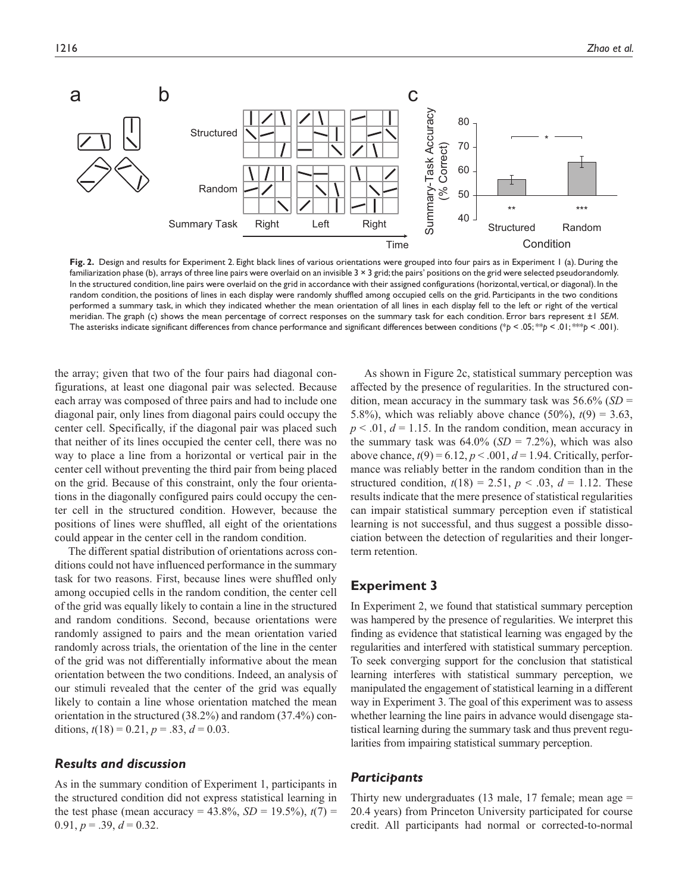**Fig. 2.** Design and results for Experiment 2. Eight black lines of various orientations were grouped into four pairs as in Experiment 1 (a). During the familiarization phase (b), arrays of three line pairs were overlaid on an invisible 3 × 3 grid; the pairs' positions on the grid were selected pseudorandomly. In the structured condition, line pairs were overlaid on the grid in accordance with their assigned configurations (horizontal, vertical, or diagonal). In the random condition, the positions of lines in each display were randomly shuffled among occupied cells on the grid. Participants in the two conditions performed a summary task, in which they indicated whether the mean orientation of all lines in each display fell to the left or right of the vertical meridian. The graph (c) shows the mean percentage of correct responses on the summary task for each condition. Error bars represent ±1 *SEM*. The asterisks indicate significant differences from chance performance and significant differences between conditions (*$p$ < .05; **$p$ < .01; ***$p$ < .001).

the array; given that two of the four pairs had diagonal configurations, at least one diagonal pair was selected. Because each array was composed of three pairs and had to include one diagonal pair, only lines from diagonal pairs could occupy the center cell. Specifically, if the diagonal pair was placed such that neither of its lines occupied the center cell, there was no way to place a line from a horizontal or vertical pair in the center cell without preventing the third pair from being placed on the grid. Because of this constraint, only the four orientations in the diagonally configured pairs could occupy the center cell in the structured condition. However, because the positions of lines were shuffled, all eight of the orientations could appear in the center cell in the random condition.

The different spatial distribution of orientations across conditions could not have influenced performance in the summary task for two reasons. First, because lines were shuffled only among occupied cells in the random condition, the center cell of the grid was equally likely to contain a line in the structured and random conditions. Second, because orientations were randomly assigned to pairs and the mean orientation varied randomly across trials, the orientation of the line in the center of the grid was not differentially informative about the mean orientation between the two conditions. Indeed, an analysis of our stimuli revealed that the center of the grid was equally likely to contain a line whose orientation matched the mean orientation in the structured (38.2%) and random (37.4%) conditions, $t(18) = 0.21$, $p = .83$, $d = 0.03$.

### Results and discussion

As in the summary condition of Experiment 1, participants in the structured condition did not express statistical learning in the test phase (mean accuracy = 43.8%, $SD$ = 19.5%), $t(7) = 0.91$, $p = .39$, $d = 0.32$.

As shown in Figure 2c, statistical summary perception was affected by the presence of regularities. In the structured condition, mean accuracy in the summary task was 56.6% ($SD$ = 5.8%), which was reliably above chance (50%), $t(9) = 3.63$, $p < .01$, $d = 1.15$. In the random condition, mean accuracy in the summary task was 64.0% ($SD$ = 7.2%), which was also above chance, $t(9) = 6.12$, $p < .001$, $d = 1.94$. Critically, performance was reliably better in the random condition than in the structured condition, $t(18) = 2.51$, $p < .03$, $d = 1.12$. These results indicate that the mere presence of statistical regularities can impair statistical summary perception even if statistical learning is not successful, and thus suggest a possible dissociation between the detection of regularities and their longer-term retention.

## Experiment 3

In Experiment 2, we found that statistical summary perception was hampered by the presence of regularities. We interpret this finding as evidence that statistical learning was engaged by the regularities and interfered with statistical summary perception. To seek converging support for the conclusion that statistical learning interferes with statistical summary perception, we manipulated the engagement of statistical learning in a different way in Experiment 3. The goal of this experiment was to assess whether learning the line pairs in advance would disengage statistical learning during the summary task and thus prevent regularities from impairing statistical summary perception.

### Participants

Thirty new undergraduates (13 male, 17 female; mean age = 20.4 years) from Princeton University participated for course credit. All participants had normal or corrected-to-normal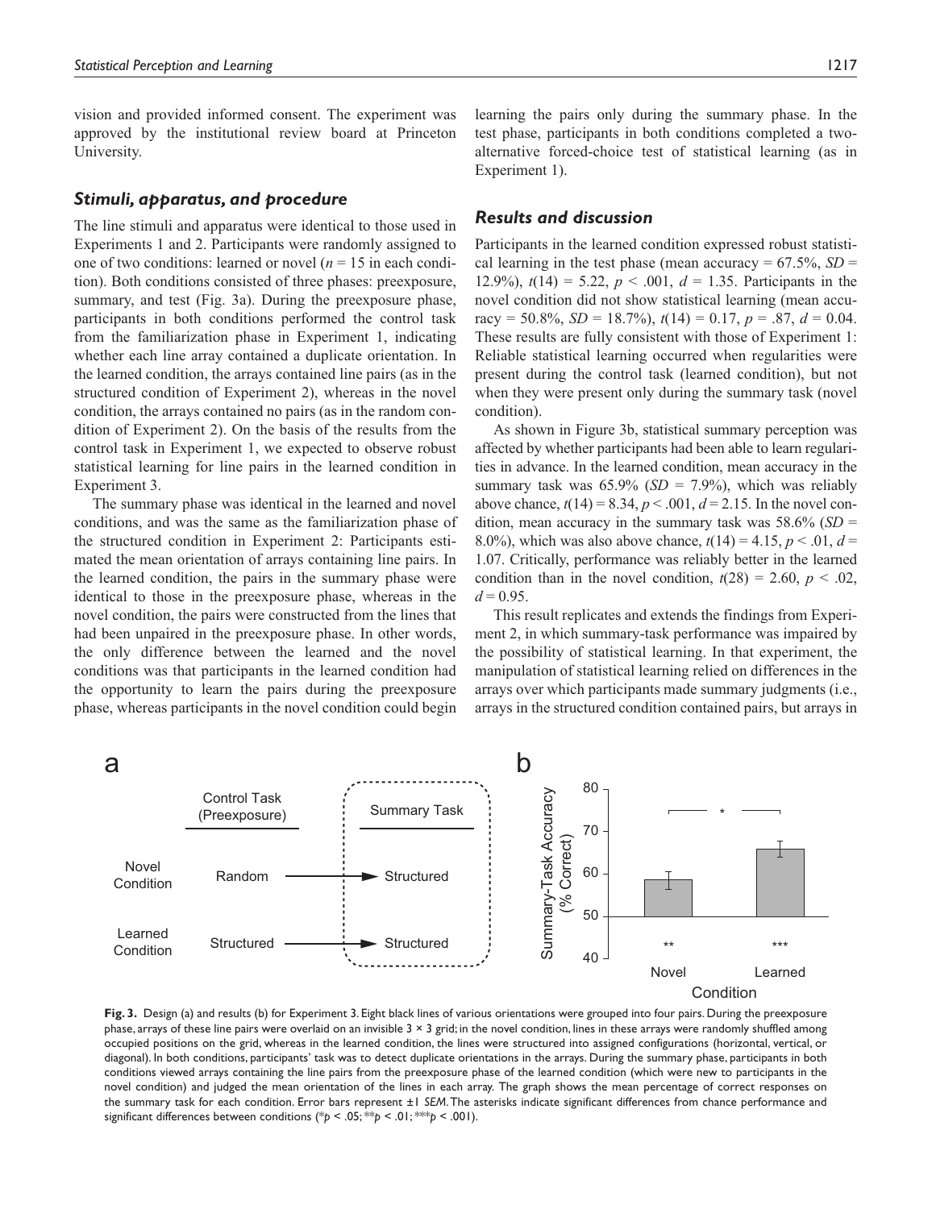vision and provided informed consent. The experiment was approved by the institutional review board at Princeton University.

### *Stimuli, apparatus, and procedure*

The line stimuli and apparatus were identical to those used in Experiments 1 and 2. Participants were randomly assigned to one of two conditions: learned or novel ($n = 15$ in each condition). Both conditions consisted of three phases: preexposure, summary, and test (Fig. 3a). During the preexposure phase, participants in both conditions performed the control task from the familiarization phase in Experiment 1, indicating whether each line array contained a duplicate orientation. In the learned condition, the arrays contained line pairs (as in the structured condition of Experiment 2), whereas in the novel condition, the arrays contained no pairs (as in the random condition of Experiment 2). On the basis of the results from the control task in Experiment 1, we expected to observe robust statistical learning for line pairs in the learned condition in Experiment 3.

The summary phase was identical in the learned and novel conditions, and was the same as the familiarization phase of the structured condition in Experiment 2: Participants estimated the mean orientation of arrays containing line pairs. In the learned condition, the pairs in the summary phase were identical to those in the preexposure phase, whereas in the novel condition, the pairs were constructed from the lines that had been unpaired in the preexposure phase. In other words, the only difference between the learned and the novel conditions was that participants in the learned condition had the opportunity to learn the pairs during the preexposure phase, whereas participants in the novel condition could begin learning the pairs only during the summary phase. In the test phase, participants in both conditions completed a two-alternative forced-choice test of statistical learning (as in Experiment 1).

### *Results and discussion*

Participants in the learned condition expressed robust statistical learning in the test phase (mean accuracy = 67.5%, $SD$ = 12.9%), $t(14) = 5.22$, $p < .001$, $d = 1.35$. Participants in the novel condition did not show statistical learning (mean accuracy = 50.8%, $SD$ = 18.7%), $t(14) = 0.17$, $p = .87$, $d = 0.04$. These results are fully consistent with those of Experiment 1: Reliable statistical learning occurred when regularities were present during the control task (learned condition), but not when they were present only during the summary task (novel condition).

As shown in Figure 3b, statistical summary perception was affected by whether participants had been able to learn regularities in advance. In the learned condition, mean accuracy in the summary task was 65.9% ($SD$ = 7.9%), which was reliably above chance, $t(14) = 8.34$, $p < .001$, $d = 2.15$. In the novel condition, mean accuracy in the summary task was 58.6% ($SD$ = 8.0%), which was also above chance, $t(14) = 4.15$, $p < .01$, $d$ = 1.07. Critically, performance was reliably better in the learned condition than in the novel condition, $t(28) = 2.60$, $p < .02$, $d = 0.95$.

This result replicates and extends the findings from Experiment 2, in which summary-task performance was impaired by the possibility of statistical learning. In that experiment, the manipulation of statistical learning relied on differences in the arrays over which participants made summary judgments (i.e., arrays in the structured condition contained pairs, but arrays in

**Fig. 3.** Design (a) and results (b) for Experiment 3. Eight black lines of various orientations were grouped into four pairs. During the preexposure phase, arrays of these line pairs were overlaid on an invisible 3 × 3 grid; in the novel condition, lines in these arrays were randomly shuffled among occupied positions on the grid, whereas in the learned condition, the lines were structured into assigned configurations (horizontal, vertical, or diagonal). In both conditions, participants' task was to detect duplicate orientations in the arrays. During the summary phase, participants in both conditions viewed arrays containing the line pairs from the preexposure phase of the learned condition (which were new to participants in the novel condition) and judged the mean orientation of the lines in each array. The graph shows the mean percentage of correct responses on the summary task for each condition. Error bars represent ±1 *SEM*. The asterisks indicate significant differences from chance performance and significant differences between conditions (\*$p < .05$; \*\*$p < .01$; \*\*\*$p < .001$).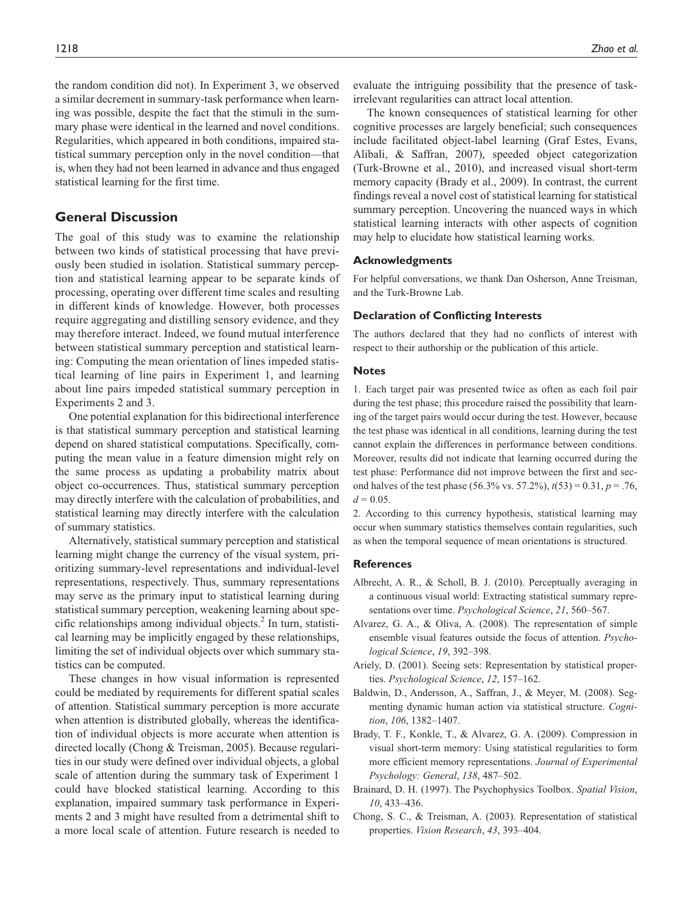the random condition did not). In Experiment 3, we observed a similar decrement in summary-task performance when learning was possible, despite the fact that the stimuli in the summary phase were identical in the learned and novel conditions. Regularities, which appeared in both conditions, impaired statistical summary perception only in the novel condition—that is, when they had not been learned in advance and thus engaged statistical learning for the first time.

## General Discussion

The goal of this study was to examine the relationship between two kinds of statistical processing that have previously been studied in isolation. Statistical summary perception and statistical learning appear to be separate kinds of processing, operating over different time scales and resulting in different kinds of knowledge. However, both processes require aggregating and distilling sensory evidence, and they may therefore interact. Indeed, we found mutual interference between statistical summary perception and statistical learning: Computing the mean orientation of lines impeded statistical learning of line pairs in Experiment 1, and learning about line pairs impeded statistical summary perception in Experiments 2 and 3.

One potential explanation for this bidirectional interference is that statistical summary perception and statistical learning depend on shared statistical computations. Specifically, computing the mean value in a feature dimension might rely on the same process as updating a probability matrix about object co-occurrences. Thus, statistical summary perception may directly interfere with the calculation of probabilities, and statistical learning may directly interfere with the calculation of summary statistics.

Alternatively, statistical summary perception and statistical learning might change the currency of the visual system, prioritizing summary-level representations and individual-level representations, respectively. Thus, summary representations may serve as the primary input to statistical learning during statistical summary perception, weakening learning about specific relationships among individual objects.[2] In turn, statistical learning may be implicitly engaged by these relationships, limiting the set of individual objects over which summary statistics can be computed.

These changes in how visual information is represented could be mediated by requirements for different spatial scales of attention. Statistical summary perception is more accurate when attention is distributed globally, whereas the identification of individual objects is more accurate when attention is directed locally (Chong & Treisman, 2005). Because regularities in our study were defined over individual objects, a global scale of attention during the summary task of Experiment 1 could have blocked statistical learning. According to this explanation, impaired summary task performance in Experiments 2 and 3 might have resulted from a detrimental shift to a more local scale of attention. Future research is needed to evaluate the intriguing possibility that the presence of task-irrelevant regularities can attract local attention.

The known consequences of statistical learning for other cognitive processes are largely beneficial; such consequences include facilitated object-label learning (Graf Estes, Evans, Alibali, & Saffran, 2007), speeded object categorization (Turk-Browne et al., 2010), and increased visual short-term memory capacity (Brady et al., 2009). In contrast, the current findings reveal a novel cost of statistical learning for statistical summary perception. Uncovering the nuanced ways in which statistical learning interacts with other aspects of cognition may help to elucidate how statistical learning works.

### Acknowledgments

For helpful conversations, we thank Dan Osherson, Anne Treisman, and the Turk-Browne Lab.

### Declaration of Conflicting Interests

The authors declared that they had no conflicts of interest with respect to their authorship or the publication of this article.

### Notes

1. Each target pair was presented twice as often as each foil pair during the test phase; this procedure raised the possibility that learning of the target pairs would occur during the test. However, because the test phase was identical in all conditions, learning during the test cannot explain the differences in performance between conditions. Moreover, results did not indicate that learning occurred during the test phase: Performance did not improve between the first and second halves of the test phase (56.3% vs. 57.2%), $t(53) = 0.31$, $p = .76$, $d = 0.05$.

2. According to this currency hypothesis, statistical learning may occur when summary statistics themselves contain regularities, such as when the temporal sequence of mean orientations is structured.

### References

Albrecht, A. R., & Scholl, B. J. (2010). Perceptually averaging in a continuous visual world: Extracting statistical summary representations over time. *Psychological Science*, *21*, 560–567.

Alvarez, G. A., & Oliva, A. (2008). The representation of simple ensemble visual features outside the focus of attention. *Psychological Science*, *19*, 392–398.

Ariely, D. (2001). Seeing sets: Representation by statistical properties. *Psychological Science*, *12*, 157–162.

Baldwin, D., Andersson, A., Saffran, J., & Meyer, M. (2008). Segmenting dynamic human action via statistical structure. *Cognition*, *106*, 1382–1407.

Brady, T. F., Konkle, T., & Alvarez, G. A. (2009). Compression in visual short-term memory: Using statistical regularities to form more efficient memory representations. *Journal of Experimental Psychology: General*, *138*, 487–502.

Brainard, D. H. (1997). The Psychophysics Toolbox. *Spatial Vision*, *10*, 433–436.

Chong, S. C., & Treisman, A. (2003). Representation of statistical properties. *Vision Research*, *43*, 393–404.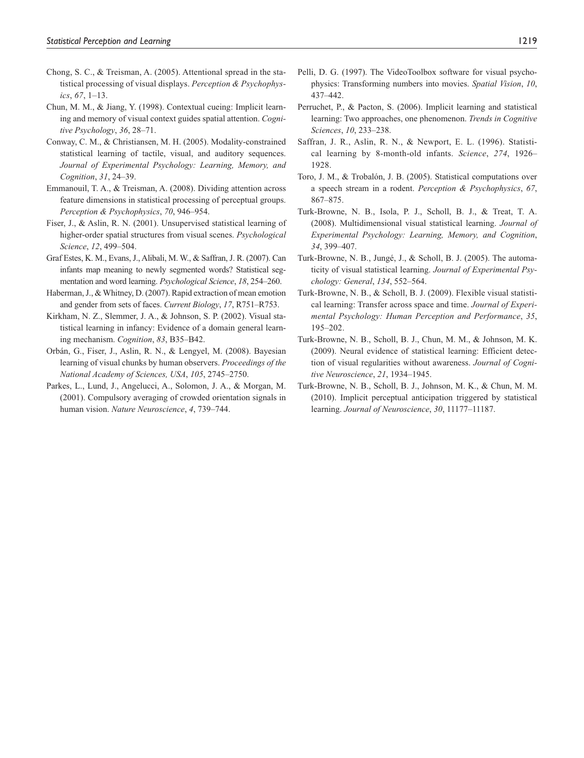Chong, S. C., & Treisman, A. (2005). Attentional spread in the statistical processing of visual displays. *Perception & Psychophysics*, *67*, 1–13.

Chun, M. M., & Jiang, Y. (1998). Contextual cueing: Implicit learning and memory of visual context guides spatial attention. *Cognitive Psychology*, *36*, 28–71.

Conway, C. M., & Christiansen, M. H. (2005). Modality-constrained statistical learning of tactile, visual, and auditory sequences. *Journal of Experimental Psychology: Learning, Memory, and Cognition*, *31*, 24–39.

Emmanouil, T. A., & Treisman, A. (2008). Dividing attention across feature dimensions in statistical processing of perceptual groups. *Perception & Psychophysics*, *70*, 946–954.

Fiser, J., & Aslin, R. N. (2001). Unsupervised statistical learning of higher-order spatial structures from visual scenes. *Psychological Science*, *12*, 499–504.

Graf Estes, K. M., Evans, J., Alibali, M. W., & Saffran, J. R. (2007). Can infants map meaning to newly segmented words? Statistical segmentation and word learning. *Psychological Science*, *18*, 254–260.

Haberman, J., & Whitney, D. (2007). Rapid extraction of mean emotion and gender from sets of faces. *Current Biology*, *17*, R751–R753.

Kirkham, N. Z., Slemmer, J. A., & Johnson, S. P. (2002). Visual statistical learning in infancy: Evidence of a domain general learning mechanism. *Cognition*, *83*, B35–B42.

Orbán, G., Fiser, J., Aslin, R. N., & Lengyel, M. (2008). Bayesian learning of visual chunks by human observers. *Proceedings of the National Academy of Sciences, USA*, *105*, 2745–2750.

Parkes, L., Lund, J., Angelucci, A., Solomon, J. A., & Morgan, M. (2001). Compulsory averaging of crowded orientation signals in human vision. *Nature Neuroscience*, *4*, 739–744.

Pelli, D. G. (1997). The VideoToolbox software for visual psychophysics: Transforming numbers into movies. *Spatial Vision*, *10*, 437–442.

Perruchet, P., & Pacton, S. (2006). Implicit learning and statistical learning: Two approaches, one phenomenon. *Trends in Cognitive Sciences*, *10*, 233–238.

Saffran, J. R., Aslin, R. N., & Newport, E. L. (1996). Statistical learning by 8-month-old infants. *Science*, *274*, 1926–1928.

Toro, J. M., & Trobalón, J. B. (2005). Statistical computations over a speech stream in a rodent. *Perception & Psychophysics*, *67*, 867–875.

Turk-Browne, N. B., Isola, P. J., Scholl, B. J., & Treat, T. A. (2008). Multidimensional visual statistical learning. *Journal of Experimental Psychology: Learning, Memory, and Cognition*, *34*, 399–407.

Turk-Browne, N. B., Jungé, J., & Scholl, B. J. (2005). The automaticity of visual statistical learning. *Journal of Experimental Psychology: General*, *134*, 552–564.

Turk-Browne, N. B., & Scholl, B. J. (2009). Flexible visual statistical learning: Transfer across space and time. *Journal of Experimental Psychology: Human Perception and Performance*, *35*, 195–202.

Turk-Browne, N. B., Scholl, B. J., Chun, M. M., & Johnson, M. K. (2009). Neural evidence of statistical learning: Efficient detection of visual regularities without awareness. *Journal of Cognitive Neuroscience*, *21*, 1934–1945.

Turk-Browne, N. B., Scholl, B. J., Johnson, M. K., & Chun, M. M. (2010). Implicit perceptual anticipation triggered by statistical learning. *Journal of Neuroscience*, *30*, 11177–11187.